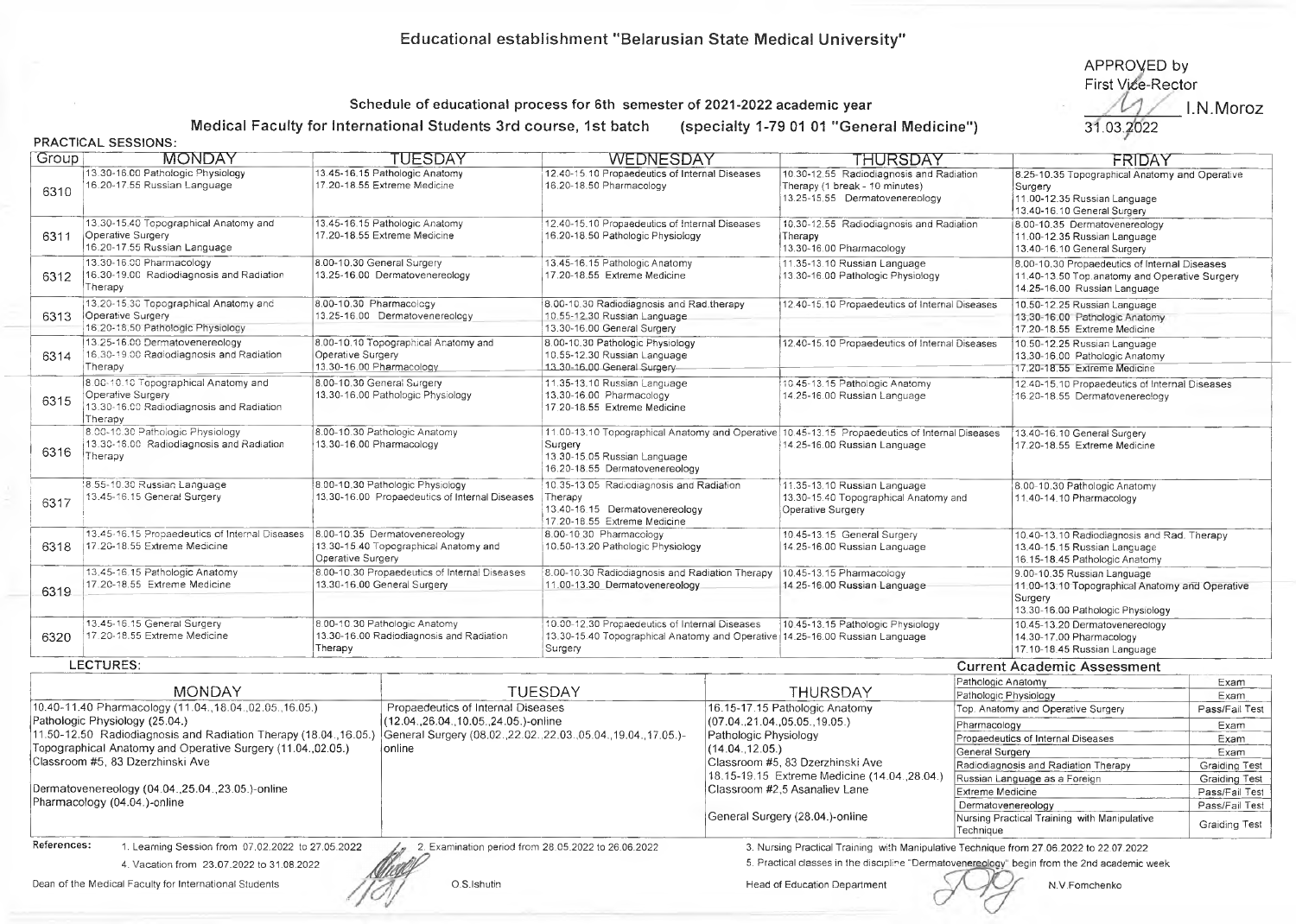# Educational establishment "Belarusian State Medical University"

APPROVED by
First Vice-Rector
I.N.Moroz
31.03.2022

## Schedule of educational process for 6th semester of 2021-2022 academic year

**Medical Faculty for International Students 3rd course, 1st batch (specialty 1-79 01 01 "General Medicine")**

### PRACTICAL SESSIONS:

| Group | MONDAY | TUESDAY | WEDNESDAY | THURSDAY | FRIDAY |
|---|---|---|---|---|---|
| 6310 | 13.30-16.00 Pathologic Physiology<br>16.20-17.55 Russian Language | 13.45-16.15 Pathologic Anatomy<br>17.20-18.55 Extreme Medicine | 12.40-15.10 Propaedeutics of Internal Diseases<br>16.20-18.50 Pharmacology | 10.30-12.55 Radiodiagnosis and Radiation Therapy (1 break - 10 minutes)<br>13.25-15.55 Dermatovenereology | 8.25-10.35 Topographical Anatomy and Operative Surgery<br>11.00-12.35 Russian Language<br>13.40-16.10 General Surgery |
| 6311 | 13.30-15.40 Topographical Anatomy and Operative Surgery<br>16.20-17.55 Russian Language | 13.45-16.15 Pathologic Anatomy<br>17.20-18.55 Extreme Medicine | 12.40-15.10 Propaedeutics of Internal Diseases<br>16.20-18.50 Pathologic Physiology | 10.30-12.55 Radiodiagnosis and Radiation Therapy<br>13.30-16.00 Pharmacology | 8.00-10.35 Dermatovenereology<br>11.00-12.35 Russian Language<br>13.40-16.10 General Surgery |
| 6312 | 13.30-16.00 Pharmacology<br>16.30-19.00 Radiodiagnosis and Radiation Therapy | 8.00-10.30 General Surgery<br>13.25-16.00 Dermatovenereology | 13.45-16.15 Pathologic Anatomy<br>17.20-18.55 Extreme Medicine | 11.35-13.10 Russian Language<br>13.30-16.00 Pathologic Physiology | 8.00-10.30 Propaedeutics of Internal Diseases<br>11.40-13.50 Top.anatomy and Operative Surgery<br>14.25-16.00 Russian Language |
| 6313 | 13.20-15.30 Topographical Anatomy and Operative Surgery<br>16.20-18.50 Pathologic Physiology | 8.00-10.30 Pharmacology<br>13.25-16.00 Dermatovenereology | 8.00-10.30 Radiodiagnosis and Rad.therapy<br>10.55-12.30 Russian Language<br>13.30-16.00 General Surgery | 12.40-15.10 Propaedeutics of Internal Diseases | 10.50-12.25 Russian Language<br>13.30-16.00 Pathologic Anatomy<br>17.20-18.55 Extreme Medicine |
| 6314 | 13.25-16.00 Dermatovenereology<br>16.30-19.00 Radiodiagnosis and Radiation Therapy | 8.00-10.10 Topographical Anatomy and Operative Surgery<br>13.30-16.00 Pharmacology | 8.00-10.30 Pathologic Physiology<br>10.55-12.30 Russian Language<br>13.30-16.00 General Surgery | 12.40-15.10 Propaedeutics of Internal Diseases | 10.50-12.25 Russian Language<br>13.30-16.00 Pathologic Anatomy<br>17.20-18.55 Extreme Medicine |
| 6315 | 8.00-10.10 Topographical Anatomy and Operative Surgery<br>13.30-16.00 Radiodiagnosis and Radiation Therapy | 8.00-10.30 General Surgery<br>13.30-16.00 Pathologic Physiology | 11.35-13.10 Russian Language<br>13.30-16.00 Pharmacology<br>17.20-18.55 Extreme Medicine | 10.45-13.15 Pathologic Anatomy<br>14.25-16.00 Russian Language | 12.40-15.10 Propaedeutics of Internal Diseases<br>16.20-18.55 Dermatovenereology |
| 6316 | 8.00-10.30 Pathologic Physiology<br>13.30-16.00 Radiodiagnosis and Radiation Therapy | 8.00-10.30 Pathologic Anatomy<br>13.30-16.00 Pharmacology | 11.00-13.10 Topographical Anatomy and Operative Surgery<br>13.30-15.05 Russian Language<br>16.20-18.55 Dermatovenereology | 10.45-13.15 Propaedeutics of Internal Diseases<br>14.25-16.00 Russian Language | 13.40-16.10 General Surgery<br>17.20-18.55 Extreme Medicine |
| 6317 | 8.55-10.30 Russian Language<br>13.45-16.15 General Surgery | 8.00-10.30 Pathologic Physiology<br>13.30-16.00 Propaedeutics of Internal Diseases | 10.35-13.05 Radiodiagnosis and Radiation Therapy<br>13.40-16.15 Dermatovenereology<br>17.20-18.55 Extreme Medicine | 11.35-13.10 Russian Language<br>13.30-15.40 Topographical Anatomy and Operative Surgery | 8.00-10.30 Pathologic Anatomy<br>11.40-14.10 Pharmacology |
| 6318 | 13.45-16.15 Propaedeutics of Internal Diseases<br>17.20-18.55 Extreme Medicine | 8.00-10.35 Dermatovenereology<br>13.30-15.40 Topographical Anatomy and Operative Surgery | 8.00-10.30 Pharmacology<br>10.50-13.20 Pathologic Physiology | 10.45-13.15 General Surgery<br>14.25-16.00 Russian Language | 10.40-13.10 Radiodiagnosis and Rad. Therapy<br>13.40-15.15 Russian Language<br>16.15-18.45 Pathologic Anatomy |
| 6319 | 13.45-16.15 Pathologic Anatomy<br>17.20-18.55 Extreme Medicine | 8.00-10.30 Propaedeutics of Internal Diseases<br>13.30-16.00 General Surgery | 8.00-10.30 Radiodiagnosis and Radiation Therapy<br>11.00-13.30 Dermatovenereology | 10.45-13.15 Pharmacology<br>14.25-16.00 Russian Language | 9.00-10.35 Russian Language<br>11.00-13.10 Topographical Anatomy and Operative Surgery<br>13.30-16.00 Pathologic Physiology |
| 6320 | 13.45-16.15 General Surgery<br>17.20-18.55 Extreme Medicine | 8.00-10.30 Pathologic Anatomy<br>13.30-16.00 Radiodiagnosis and Radiation Therapy | 10.00-12.30 Propaedeutics of Internal Diseases<br>13.30-15.40 Topographical Anatomy and Operative Surgery | 10.45-13.15 Pathologic Physiology<br>14.25-16.00 Russian Language | 10.45-13.20 Dermatovenereology<br>14.30-17.00 Pharmacology<br>17.10-18.45 Russian Language |

### LECTURES:

| MONDAY | TUESDAY | THURSDAY |
|---|---|---|
| 10.40-11.40 Pharmacology (11.04.,18.04.,02.05.,16.05.)<br>Pathologic Physiology (25.04.)<br>11.50-12.50 Radiodiagnosis and Radiation Therapy (18.04.,16.05.)<br>Topographical Anatomy and Operative Surgery (11.04.,02.05.)<br>Classroom #5, 83 Dzerzhinski Ave<br><br>Dermatovenereology (04.04.,25.04.,23.05.)-online<br>Pharmacology (04.04.)-online | Propaedeutics of Internal Diseases<br>(12.04.,26.04.,10.05.,24.05.)-online<br>General Surgery (08.02.,22.02.,22.03.,05.04.,19.04.,17.05.)-online | 16.15-17.15 Pathologic Anatomy<br>(07.04.,21.04.,05.05.,19.05.)<br>Pathologic Physiology<br>(14.04.,12.05.)<br>Classroom #5, 83 Dzerzhinski Ave<br>18.15-19.15 Extreme Medicine (14.04.,28.04.)<br>Classroom #2,5 Asanaliev Lane<br><br>General Surgery (28.04.)-online |

### Current Academic Assessment

| Discipline | Assessment |
|---|---|
| Pathologic Anatomy | Exam |
| Pathologic Physiology | Exam |
| Top. Anatomy and Operative Surgery | Pass/Fail Test |
| Pharmacology | Exam |
| Propaedeutics of Internal Diseases | Exam |
| General Surgery | Exam |
| Radiodiagnosis and Radiation Therapy | Graiding Test |
| Russian Language as a Foreign | Graiding Test |
| Extreme Medicine | Pass/Fail Test |
| Dermatovenereology | Pass/Fail Test |
| Nursing Practical Training with Manipulative Technique | Graiding Test |

**References:**

1. Learning Session from 07.02.2022 to 27.05.2022
2. Examination period from 28.05.2022 to 26.06.2022
3. Nursing Practical Training with Manipulative Technique from 27.06.2022 to 22.07.2022
4. Vacation from 23.07.2022 to 31.08.2022
5. Practical classes in the discipline "Dermatovenereology" begin from the 2nd academic week

Dean of the Medical Faculty for International Students O.S.Ishutin

Head of Education Department N.V.Fomchenko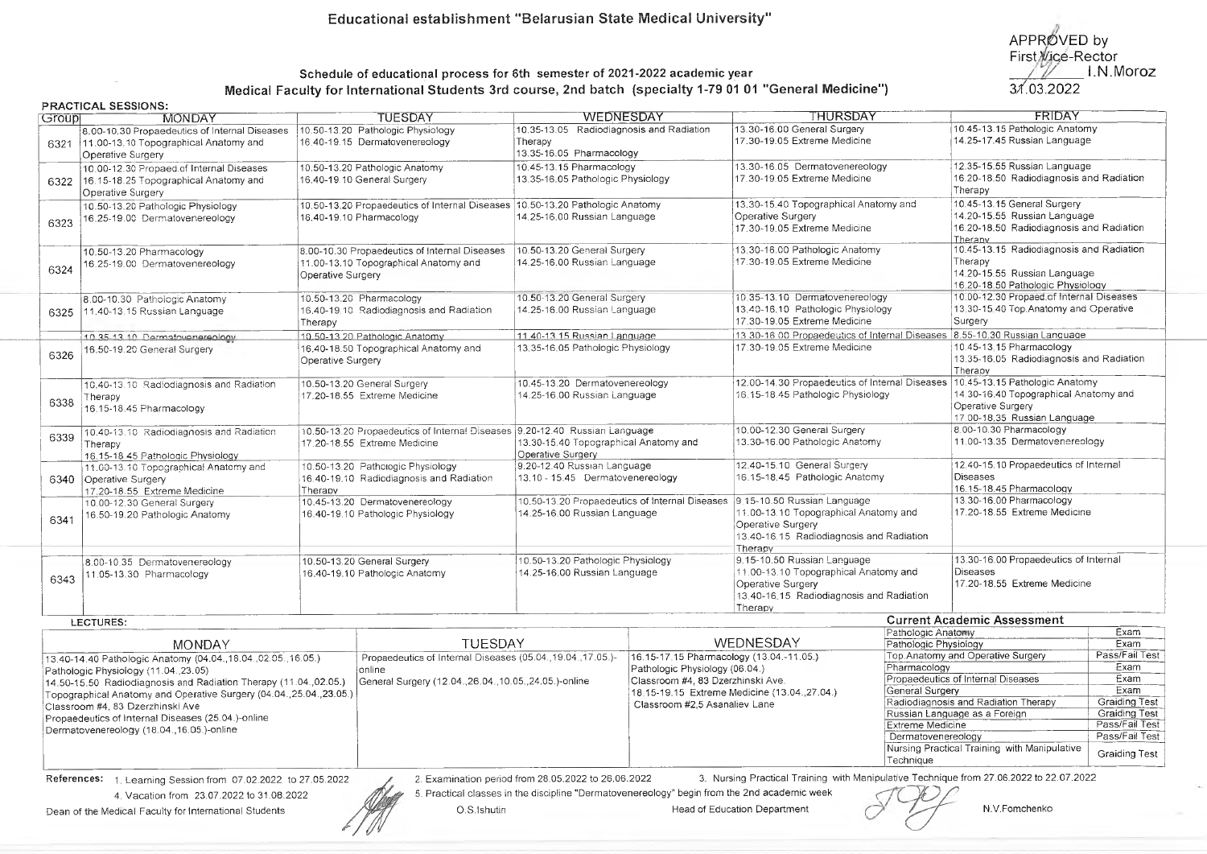# Educational establishment "Belarusian State Medical University"

APPROVED by
First Vice-Rector
I.N.Moroz
31.03.2022

## Schedule of educational process for 6th semester of 2021-2022 academic year
## Medical Faculty for International Students 3rd course, 2nd batch (specialty 1-79 01 01 "General Medicine")

**PRACTICAL SESSIONS:**

| Group | MONDAY | TUESDAY | WEDNESDAY | THURSDAY | FRIDAY |
|---|---|---|---|---|---|
| 6321 | 8.00-10.30 Propaedeutics of Internal Diseases<br>11.00-13.10 Topographical Anatomy and Operative Surgery | 10.50-13.20 Pathologic Physiology<br>16.40-19.15 Dermatovenereology | 10.35-13.05 Radiodiagnosis and Radiation Therapy<br>13.35-16.05 Pharmacology | 13.30-16.00 General Surgery<br>17.30-19.05 Extreme Medicine | 10.45-13.15 Pathologic Anatomy<br>14.25-17.45 Russian Language |
| 6322 | 10.00-12.30 Propaed.of Internal Diseases<br>16.15-18.25 Topographical Anatomy and Operative Surgery | 10.50-13.20 Pathologic Anatomy<br>16.40-19.10 General Surgery | 10.45-13.15 Pharmacology<br>13.35-16.05 Pathologic Physiology | 13.30-16.05 Dermatovenereology<br>17.30-19.05 Extreme Medicine | 12.35-15.55 Russian Language<br>16.20-18.50 Radiodiagnosis and Radiation Therapy |
| 6323 | 10.50-13.20 Pathologic Physiology<br>16.25-19.00 Dermatovenereology | 10.50-13.20 Propaedeutics of Internal Diseases<br>16.40-19.10 Pharmacology | 10.50-13.20 Pathologic Anatomy<br>14.25-16.00 Russian Language | 13.30-15.40 Topographical Anatomy and Operative Surgery<br>17.30-19.05 Extreme Medicine | 10.45-13.15 General Surgery<br>14.20-15.55 Russian Language<br>16.20-18.50 Radiodiagnosis and Radiation Therapy |
| 6324 | 10.50-13.20 Pharmacology<br>16.25-19.00 Dermatovenereology | 8.00-10.30 Propaedeutics of Internal Diseases<br>11.00-13.10 Topographical Anatomy and Operative Surgery | 10.50-13.20 General Surgery<br>14.25-16.00 Russian Language | 13.30-16.00 Pathologic Anatomy<br>17.30-19.05 Extreme Medicine | 10.45-13.15 Radiodiagnosis and Radiation Therapy<br>14.20-15.55 Russian Language<br>16.20-18.50 Pathologic Physiology |
| 6325 | 8.00-10.30 Pathologic Anatomy<br>11.40-13.15 Russian Language | 10.50-13.20 Pharmacology<br>16.40-19.10 Radiodiagnosis and Radiation Therapy | 10.50-13.20 General Surgery<br>14.25-16.00 Russian Language | 10.35-13.10 Dermatovenereology<br>13.40-16.10 Pathologic Physiology<br>17.30-19.05 Extreme Medicine | 10.00-12.30 Propaed.of Internal Diseases<br>13.30-15.40 Top.Anatomy and Operative Surgery |
| 6326 | 10.35-13.10 Dermatovenereology<br>16.50-19.20 General Surgery | 10.50-13.20 Pathologic Anatomy<br>16.40-18.50 Topographical Anatomy and Operative Surgery | 11.40-13.15 Russian Language<br>13.35-16.05 Pathologic Physiology | 13.30-16.00 Propaedeutics of Internal Diseases<br>17.30-19.05 Extreme Medicine | 8.55-10.30 Russian Language<br>10.45-13.15 Pharmacology<br>13.35-16.05 Radiodiagnosis and Radiation Therapy |
| 6338 | 10.40-13.10 Radiodiagnosis and Radiation Therapy<br>16.15-18.45 Pharmacology | 10.50-13.20 General Surgery<br>17.20-18.55 Extreme Medicine | 10.45-13.20 Dermatovenereology<br>14.25-16.00 Russian Language | 12.00-14.30 Propaedeutics of Internal Diseases<br>16.15-18.45 Pathologic Physiology | 10.45-13.15 Pathologic Anatomy<br>14.30-16.40 Topographical Anatomy and Operative Surgery<br>17.00-18.35 Russian Language |
| 6339 | 10.40-13.10 Radiodiagnosis and Radiation Therapy<br>16.15-18.45 Pathologic Physiology | 10.50-13.20 Propaedeutics of Internal Diseases<br>17.20-18.55 Extreme Medicine | 9.20-12.40 Russian Language<br>13.30-15.40 Topographical Anatomy and Operative Surgery | 10.00-12.30 General Surgery<br>13.30-16.00 Pathologic Anatomy | 8.00-10.30 Pharmacology<br>11.00-13.35 Dermatovenereology |
| 6340 | 11.00-13.10 Topographical Anatomy and Operative Surgery<br>17.20-18.55 Extreme Medicine | 10.50-13.20 Pathologic Physiology<br>16.40-19.10 Radiodiagnosis and Radiation Therapy | 9.20-12.40 Russian Language<br>13.10 - 15.45 Dermatovenereology | 12.40-15.10 General Surgery<br>16.15-18.45 Pathologic Anatomy | 12.40-15.10 Propaedeutics of Internal Diseases<br>16.15-18.45 Pharmacology |
| 6341 | 10.00-12.30 General Surgery<br>16.50-19.20 Pathologic Anatomy | 10.45-13.20 Dermatovenereology<br>16.40-19.10 Pathologic Physiology | 10.50-13.20 Propaedeutics of Internal Diseases<br>14.25-16.00 Russian Language | 9.15-10.50 Russian Language<br>11.00-13.10 Topographical Anatomy and Operative Surgery<br>13.40-16.15 Radiodiagnosis and Radiation Therapy | 13.30-16.00 Pharmacology<br>17.20-18.55 Extreme Medicine |
| 6343 | 8.00-10.35 Dermatovenereology<br>11.05-13.30 Pharmacology | 10.50-13.20 General Surgery<br>16.40-19.10 Pathologic Anatomy | 10.50-13.20 Pathologic Physiology<br>14.25-16.00 Russian Language | 9.15-10.50 Russian Language<br>11.00-13.10 Topographical Anatomy and Operative Surgery<br>13.40-16.15 Radiodiagnosis and Radiation Therapy | 13.30-16.00 Propaedeutics of Internal Diseases<br>17.20-18.55 Extreme Medicine |

**LECTURES:**

| MONDAY | TUESDAY | WEDNESDAY |
|---|---|---|
| 13.40-14.40 Pathologic Anatomy (04.04.,18.04.,02.05.,16.05.)<br>Pathologic Physiology (11.04.,23.05)<br>14.50-15.50 Radiodiagnosis and Radiation Therapy (11.04.,02.05.)<br>Topographical Anatomy and Operative Surgery (04.04.,25.04.,23.05.)<br>Classroom #4, 83 Dzerzhinski Ave<br>Propaedeutics of Internal Diseases (25.04.)-online<br>Dermatovenereology (18.04.,16.05.)-online | Propaedeutics of Internal Diseases (05.04.,19.04.,17.05.)-online<br>General Surgery (12.04.,26.04.,10.05.,24.05.)-online | 16.15-17.15 Pharmacology (13.04.-11.05.)<br>Pathologic Physiology (06.04.)<br>Classroom #4, 83 Dzerzhinski Ave.<br>18.15-19.15 Extreme Medicine (13.04.,27.04.)<br>Classroom #2,5 Asanaliev Lane |

**Current Academic Assessment**

| | |
|---|---|
| Pathologic Anatomy | Exam |
| Pathologic Physiology | Exam |
| Top.Anatomy and Operative Surgery | Pass/Fail Test |
| Pharmacology | Exam |
| Propaedeutics of Internal Diseases | Exam |
| General Surgery | Exam |
| Radiodiagnosis and Radiation Therapy | Graiding Test |
| Russian Language as a Foreign | Graiding Test |
| Extreme Medicine | Pass/Fail Test |
| Dermatovenereology | Pass/Fail Test |
| Nursing Practical Training with Manipulative Technique | Graiding Test |

References: 1. Learning Session from 07.02.2022 to 27.05.2022 2. Examination period from 28.05.2022 to 26.06.2022 3. Nursing Practical Training with Manipulative Technique from 27.06.2022 to 22.07.2022
4. Vacation from 23.07.2022 to 31.08.2022 5. Practical classes in the discipline "Dermatovenereology" begin from the 2nd academic week

Dean of the Medical Faculty for International Students O.S.Ishutin Head of Education Department N.V.Fomchenko